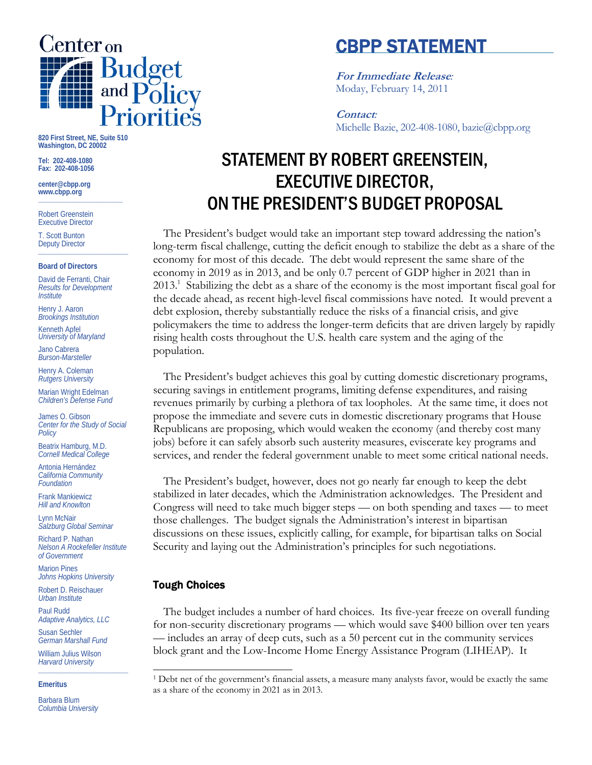# Center on Budget and Policy Priorities

820 First Street, NE, Suite 510
Washington, DC 20002

Tel: 202-408-1080
Fax: 202-408-1056

center@cbpp.org
www.cbpp.org

Robert Greenstein
Executive Director

T. Scott Bunton
Deputy Director

**Board of Directors**

David de Ferranti, Chair
*Results for Development Institute*

Henry J. Aaron
*Brookings Institution*

Kenneth Apfel
*University of Maryland*

Jano Cabrera
*Burson-Marsteller*

Henry A. Coleman
*Rutgers University*

Marian Wright Edelman
*Children's Defense Fund*

James O. Gibson
*Center for the Study of Social Policy*

Beatrix Hamburg, M.D.
*Cornell Medical College*

Antonia Hernández
*California Community Foundation*

Frank Mankiewicz
*Hill and Knowlton*

Lynn McNair
*Salzburg Global Seminar*

Richard P. Nathan
*Nelson A Rockefeller Institute of Government*

Marion Pines
*Johns Hopkins University*

Robert D. Reischauer
*Urban Institute*

Paul Rudd
*Adaptive Analytics, LLC*

Susan Sechler
*German Marshall Fund*

William Julius Wilson
*Harvard University*

**Emeritus**

Barbara Blum
*Columbia University*

## CBPP STATEMENT

***For Immediate Release:***
Moday, February 14, 2011

***Contact:***
Michelle Bazie, 202-408-1080, bazie@cbpp.org

# STATEMENT BY ROBERT GREENSTEIN, EXECUTIVE DIRECTOR, ON THE PRESIDENT'S BUDGET PROPOSAL

The President's budget would take an important step toward addressing the nation's long-term fiscal challenge, cutting the deficit enough to stabilize the debt as a share of the economy for most of this decade. The debt would represent the same share of the economy in 2019 as in 2013, and be only 0.7 percent of GDP higher in 2021 than in 2013.[1] Stabilizing the debt as a share of the economy is the most important fiscal goal for the decade ahead, as recent high-level fiscal commissions have noted. It would prevent a debt explosion, thereby substantially reduce the risks of a financial crisis, and give policymakers the time to address the longer-term deficits that are driven largely by rapidly rising health costs throughout the U.S. health care system and the aging of the population.

The President's budget achieves this goal by cutting domestic discretionary programs, securing savings in entitlement programs, limiting defense expenditures, and raising revenues primarily by curbing a plethora of tax loopholes. At the same time, it does not propose the immediate and severe cuts in domestic discretionary programs that House Republicans are proposing, which would weaken the economy (and thereby cost many jobs) before it can safely absorb such austerity measures, eviscerate key programs and services, and render the federal government unable to meet some critical national needs.

The President's budget, however, does not go nearly far enough to keep the debt stabilized in later decades, which the Administration acknowledges. The President and Congress will need to take much bigger steps — on both spending and taxes — to meet those challenges. The budget signals the Administration's interest in bipartisan discussions on these issues, explicitly calling, for example, for bipartisan talks on Social Security and laying out the Administration's principles for such negotiations.

### Tough Choices

The budget includes a number of hard choices. Its five-year freeze on overall funding for non-security discretionary programs — which would save $400 billion over ten years — includes an array of deep cuts, such as a 50 percent cut in the community services block grant and the Low-Income Home Energy Assistance Program (LIHEAP). It

[1] Debt net of the government's financial assets, a measure many analysts favor, would be exactly the same as a share of the economy in 2021 as in 2013.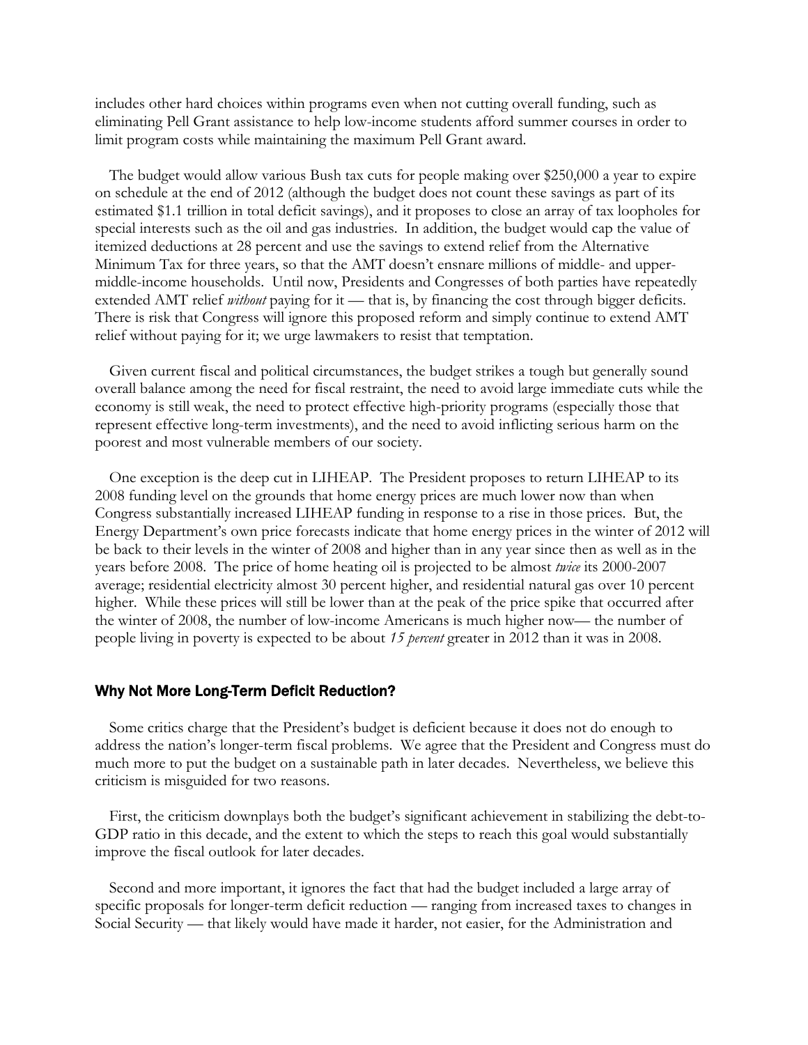includes other hard choices within programs even when not cutting overall funding, such as eliminating Pell Grant assistance to help low-income students afford summer courses in order to limit program costs while maintaining the maximum Pell Grant award.

The budget would allow various Bush tax cuts for people making over $250,000 a year to expire on schedule at the end of 2012 (although the budget does not count these savings as part of its estimated $1.1 trillion in total deficit savings), and it proposes to close an array of tax loopholes for special interests such as the oil and gas industries. In addition, the budget would cap the value of itemized deductions at 28 percent and use the savings to extend relief from the Alternative Minimum Tax for three years, so that the AMT doesn't ensnare millions of middle- and upper-middle-income households. Until now, Presidents and Congresses of both parties have repeatedly extended AMT relief *without* paying for it — that is, by financing the cost through bigger deficits. There is risk that Congress will ignore this proposed reform and simply continue to extend AMT relief without paying for it; we urge lawmakers to resist that temptation.

Given current fiscal and political circumstances, the budget strikes a tough but generally sound overall balance among the need for fiscal restraint, the need to avoid large immediate cuts while the economy is still weak, the need to protect effective high-priority programs (especially those that represent effective long-term investments), and the need to avoid inflicting serious harm on the poorest and most vulnerable members of our society.

One exception is the deep cut in LIHEAP. The President proposes to return LIHEAP to its 2008 funding level on the grounds that home energy prices are much lower now than when Congress substantially increased LIHEAP funding in response to a rise in those prices. But, the Energy Department's own price forecasts indicate that home energy prices in the winter of 2012 will be back to their levels in the winter of 2008 and higher than in any year since then as well as in the years before 2008. The price of home heating oil is projected to be almost *twice* its 2000-2007 average; residential electricity almost 30 percent higher, and residential natural gas over 10 percent higher. While these prices will still be lower than at the peak of the price spike that occurred after the winter of 2008, the number of low-income Americans is much higher now— the number of people living in poverty is expected to be about *15 percent* greater in 2012 than it was in 2008.

## Why Not More Long-Term Deficit Reduction?

Some critics charge that the President's budget is deficient because it does not do enough to address the nation's longer-term fiscal problems. We agree that the President and Congress must do much more to put the budget on a sustainable path in later decades. Nevertheless, we believe this criticism is misguided for two reasons.

First, the criticism downplays both the budget's significant achievement in stabilizing the debt-to-GDP ratio in this decade, and the extent to which the steps to reach this goal would substantially improve the fiscal outlook for later decades.

Second and more important, it ignores the fact that had the budget included a large array of specific proposals for longer-term deficit reduction — ranging from increased taxes to changes in Social Security — that likely would have made it harder, not easier, for the Administration and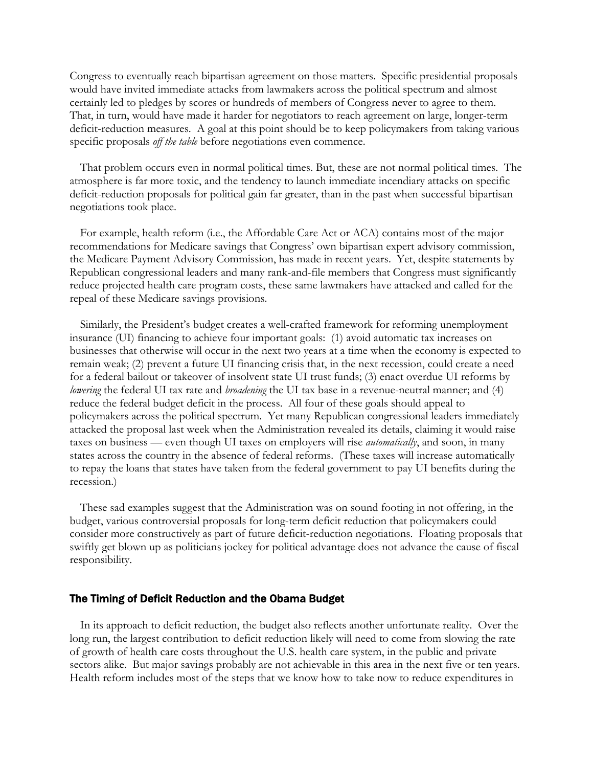Congress to eventually reach bipartisan agreement on those matters. Specific presidential proposals would have invited immediate attacks from lawmakers across the political spectrum and almost certainly led to pledges by scores or hundreds of members of Congress never to agree to them. That, in turn, would have made it harder for negotiators to reach agreement on large, longer-term deficit-reduction measures. A goal at this point should be to keep policymakers from taking various specific proposals *off the table* before negotiations even commence.

That problem occurs even in normal political times. But, these are not normal political times. The atmosphere is far more toxic, and the tendency to launch immediate incendiary attacks on specific deficit-reduction proposals for political gain far greater, than in the past when successful bipartisan negotiations took place.

For example, health reform (i.e., the Affordable Care Act or ACA) contains most of the major recommendations for Medicare savings that Congress' own bipartisan expert advisory commission, the Medicare Payment Advisory Commission, has made in recent years. Yet, despite statements by Republican congressional leaders and many rank-and-file members that Congress must significantly reduce projected health care program costs, these same lawmakers have attacked and called for the repeal of these Medicare savings provisions.

Similarly, the President's budget creates a well-crafted framework for reforming unemployment insurance (UI) financing to achieve four important goals: (1) avoid automatic tax increases on businesses that otherwise will occur in the next two years at a time when the economy is expected to remain weak; (2) prevent a future UI financing crisis that, in the next recession, could create a need for a federal bailout or takeover of insolvent state UI trust funds; (3) enact overdue UI reforms by *lowering* the federal UI tax rate and *broadening* the UI tax base in a revenue-neutral manner; and (4) reduce the federal budget deficit in the process. All four of these goals should appeal to policymakers across the political spectrum. Yet many Republican congressional leaders immediately attacked the proposal last week when the Administration revealed its details, claiming it would raise taxes on business — even though UI taxes on employers will rise *automatically*, and soon, in many states across the country in the absence of federal reforms. (These taxes will increase automatically to repay the loans that states have taken from the federal government to pay UI benefits during the recession.)

These sad examples suggest that the Administration was on sound footing in not offering, in the budget, various controversial proposals for long-term deficit reduction that policymakers could consider more constructively as part of future deficit-reduction negotiations. Floating proposals that swiftly get blown up as politicians jockey for political advantage does not advance the cause of fiscal responsibility.

### The Timing of Deficit Reduction and the Obama Budget

In its approach to deficit reduction, the budget also reflects another unfortunate reality. Over the long run, the largest contribution to deficit reduction likely will need to come from slowing the rate of growth of health care costs throughout the U.S. health care system, in the public and private sectors alike. But major savings probably are not achievable in this area in the next five or ten years. Health reform includes most of the steps that we know how to take now to reduce expenditures in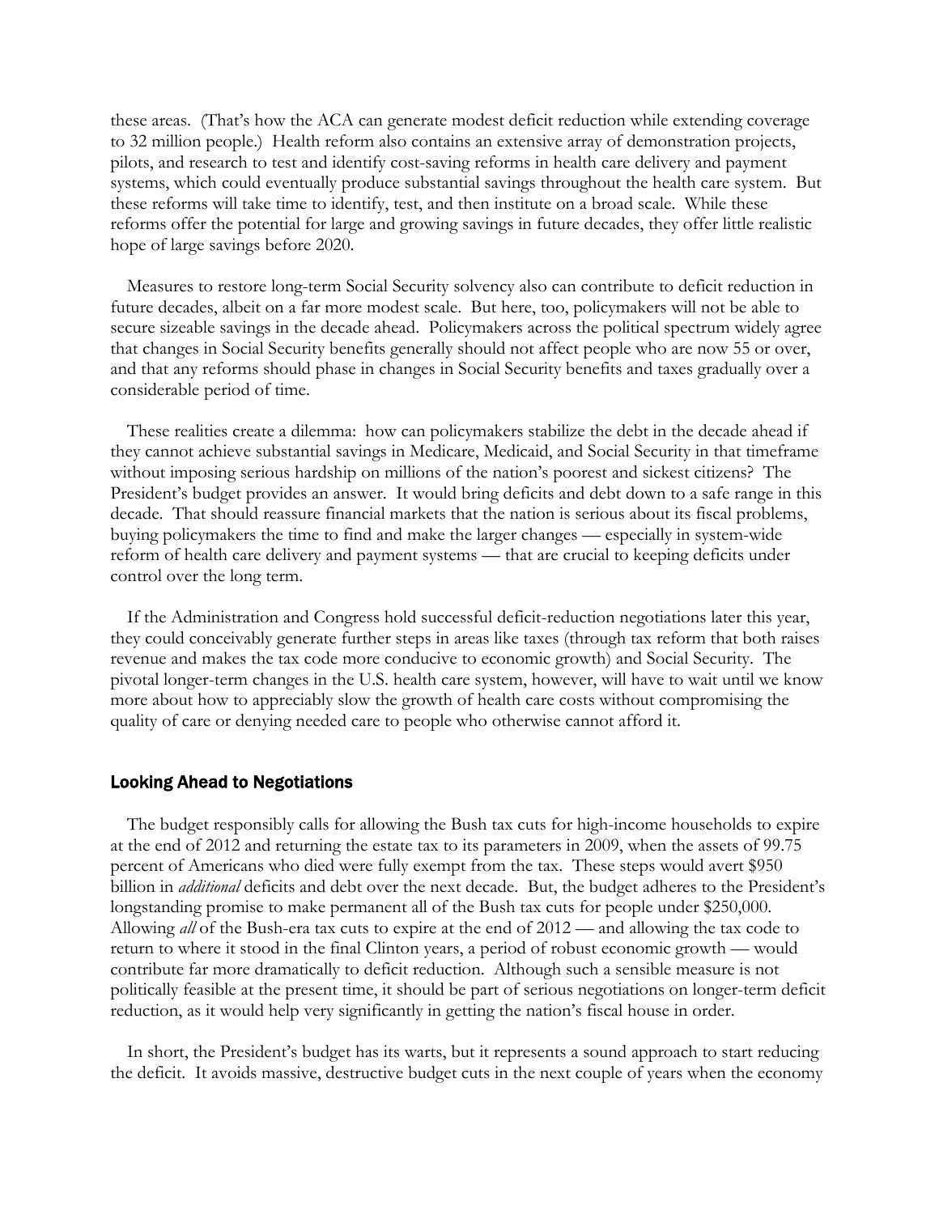these areas. (That's how the ACA can generate modest deficit reduction while extending coverage to 32 million people.) Health reform also contains an extensive array of demonstration projects, pilots, and research to test and identify cost-saving reforms in health care delivery and payment systems, which could eventually produce substantial savings throughout the health care system. But these reforms will take time to identify, test, and then institute on a broad scale. While these reforms offer the potential for large and growing savings in future decades, they offer little realistic hope of large savings before 2020.

Measures to restore long-term Social Security solvency also can contribute to deficit reduction in future decades, albeit on a far more modest scale. But here, too, policymakers will not be able to secure sizeable savings in the decade ahead. Policymakers across the political spectrum widely agree that changes in Social Security benefits generally should not affect people who are now 55 or over, and that any reforms should phase in changes in Social Security benefits and taxes gradually over a considerable period of time.

These realities create a dilemma: how can policymakers stabilize the debt in the decade ahead if they cannot achieve substantial savings in Medicare, Medicaid, and Social Security in that timeframe without imposing serious hardship on millions of the nation's poorest and sickest citizens? The President's budget provides an answer. It would bring deficits and debt down to a safe range in this decade. That should reassure financial markets that the nation is serious about its fiscal problems, buying policymakers the time to find and make the larger changes — especially in system-wide reform of health care delivery and payment systems — that are crucial to keeping deficits under control over the long term.

If the Administration and Congress hold successful deficit-reduction negotiations later this year, they could conceivably generate further steps in areas like taxes (through tax reform that both raises revenue and makes the tax code more conducive to economic growth) and Social Security. The pivotal longer-term changes in the U.S. health care system, however, will have to wait until we know more about how to appreciably slow the growth of health care costs without compromising the quality of care or denying needed care to people who otherwise cannot afford it.

## Looking Ahead to Negotiations

The budget responsibly calls for allowing the Bush tax cuts for high-income households to expire at the end of 2012 and returning the estate tax to its parameters in 2009, when the assets of 99.75 percent of Americans who died were fully exempt from the tax. These steps would avert $950 billion in *additional* deficits and debt over the next decade. But, the budget adheres to the President's longstanding promise to make permanent all of the Bush tax cuts for people under $250,000. Allowing *all* of the Bush-era tax cuts to expire at the end of 2012 — and allowing the tax code to return to where it stood in the final Clinton years, a period of robust economic growth — would contribute far more dramatically to deficit reduction. Although such a sensible measure is not politically feasible at the present time, it should be part of serious negotiations on longer-term deficit reduction, as it would help very significantly in getting the nation's fiscal house in order.

In short, the President's budget has its warts, but it represents a sound approach to start reducing the deficit. It avoids massive, destructive budget cuts in the next couple of years when the economy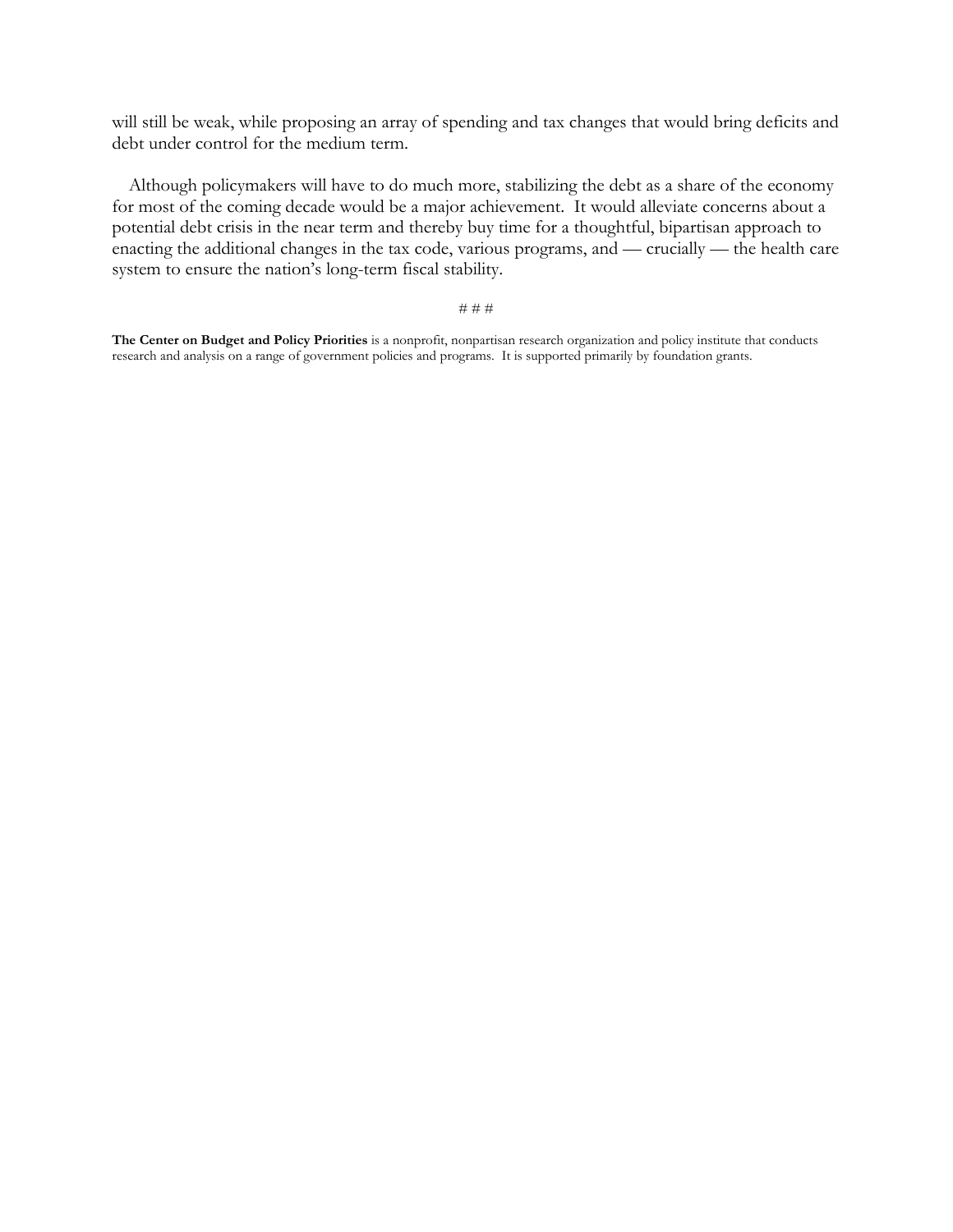will still be weak, while proposing an array of spending and tax changes that would bring deficits and debt under control for the medium term.

Although policymakers will have to do much more, stabilizing the debt as a share of the economy for most of the coming decade would be a major achievement. It would alleviate concerns about a potential debt crisis in the near term and thereby buy time for a thoughtful, bipartisan approach to enacting the additional changes in the tax code, various programs, and — crucially — the health care system to ensure the nation's long-term fiscal stability.

# # #

**The Center on Budget and Policy Priorities** is a nonprofit, nonpartisan research organization and policy institute that conducts research and analysis on a range of government policies and programs. It is supported primarily by foundation grants.